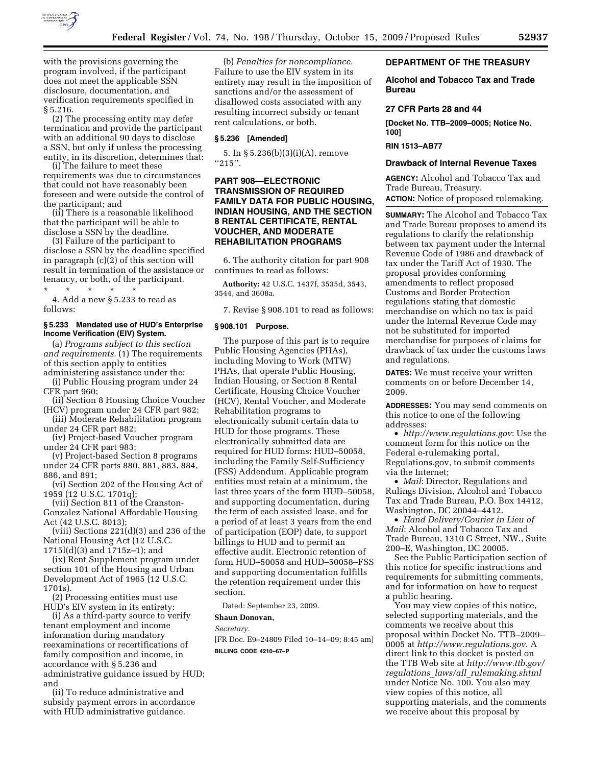with the provisions governing the program involved, if the participant does not meet the applicable SSN disclosure, documentation, and verification requirements specified in § 5.216.

(2) The processing entity may defer termination and provide the participant with an additional 90 days to disclose a SSN, but only if unless the processing entity, in its discretion, determines that:

(i) The failure to meet these requirements was due to circumstances that could not have reasonably been foreseen and were outside the control of the participant; and

(ii) There is a reasonable likelihood that the participant will be able to disclose a SSN by the deadline.

(3) Failure of the participant to disclose a SSN by the deadline specified in paragraph (c)(2) of this section will result in termination of the assistance or tenancy, or both, of the participant.

\* \* \* \* \*

4. Add a new § 5.233 to read as follows:

#### § 5.233 Mandated use of HUD's Enterprise Income Verification (EIV) System.

(a) *Programs subject to this section and requirements.* (1) The requirements of this section apply to entities administering assistance under the:

(i) Public Housing program under 24 CFR part 960;

(ii) Section 8 Housing Choice Voucher (HCV) program under 24 CFR part 982;

(iii) Moderate Rehabilitation program under 24 CFR part 882;

(iv) Project-based Voucher program under 24 CFR part 983;

(v) Project-based Section 8 programs under 24 CFR parts 880, 881, 883, 884, 886, and 891;

(vi) Section 202 of the Housing Act of 1959 (12 U.S.C. 1701q);

(vii) Section 811 of the Cranston-Gonzalez National Affordable Housing Act (42 U.S.C. 8013);

(viii) Sections 221(d)(3) and 236 of the National Housing Act (12 U.S.C. 1715l(d)(3) and 1715z–1); and

(ix) Rent Supplement program under section 101 of the Housing and Urban Development Act of 1965 (12 U.S.C. 1701s).

(2) Processing entities must use HUD's EIV system in its entirety:

(i) As a third-party source to verify tenant employment and income information during mandatory reexaminations or recertifications of family composition and income, in accordance with § 5.236 and administrative guidance issued by HUD; and

(ii) To reduce administrative and subsidy payment errors in accordance with HUD administrative guidance.

(b) *Penalties for noncompliance.* Failure to use the EIV system in its entirety may result in the imposition of sanctions and/or the assessment of disallowed costs associated with any resulting incorrect subsidy or tenant rent calculations, or both.

#### § 5.236 [Amended]

5. In § 5.236(b)(3)(i)(A), remove "215".

### PART 908—ELECTRONIC TRANSMISSION OF REQUIRED FAMILY DATA FOR PUBLIC HOUSING, INDIAN HOUSING, AND THE SECTION 8 RENTAL CERTIFICATE, RENTAL VOUCHER, AND MODERATE REHABILITATION PROGRAMS

6. The authority citation for part 908 continues to read as follows:

**Authority:** 42 U.S.C. 1437f, 3535d, 3543, 3544, and 3608a.

7. Revise § 908.101 to read as follows:

#### § 908.101 Purpose.

The purpose of this part is to require Public Housing Agencies (PHAs), including Moving to Work (MTW) PHAs, that operate Public Housing, Indian Housing, or Section 8 Rental Certificate, Housing Choice Voucher (HCV), Rental Voucher, and Moderate Rehabilitation programs to electronically submit certain data to HUD for those programs. These electronically submitted data are required for HUD forms: HUD–50058, including the Family Self-Sufficiency (FSS) Addendum. Applicable program entities must retain at a minimum, the last three years of the form HUD–50058, and supporting documentation, during the term of each assisted lease, and for a period of at least 3 years from the end of participation (EOP) date, to support billings to HUD and to permit an effective audit. Electronic retention of form HUD–50058 and HUD–50058–FSS and supporting documentation fulfills the retention requirement under this section.

Dated: September 23, 2009.

**Shaun Donovan,**

*Secretary.*

[FR Doc. E9–24809 Filed 10–14–09; 8:45 am]

**BILLING CODE 4210–67–P**

## DEPARTMENT OF THE TREASURY

### Alcohol and Tobacco Tax and Trade Bureau

### 27 CFR Parts 28 and 44

**[Docket No. TTB–2009–0005; Notice No. 100]**

**RIN 1513–AB77**

### Drawback of Internal Revenue Taxes

**AGENCY:** Alcohol and Tobacco Tax and Trade Bureau, Treasury.

**ACTION:** Notice of proposed rulemaking.

**SUMMARY:** The Alcohol and Tobacco Tax and Trade Bureau proposes to amend its regulations to clarify the relationship between tax payment under the Internal Revenue Code of 1986 and drawback of tax under the Tariff Act of 1930. The proposal provides conforming amendments to reflect proposed Customs and Border Protection regulations stating that domestic merchandise on which no tax is paid under the Internal Revenue Code may not be substituted for imported merchandise for purposes of claims for drawback of tax under the customs laws and regulations.

**DATES:** We must receive your written comments on or before December 14, 2009.

**ADDRESSES:** You may send comments on this notice to one of the following addresses:

- *http://www.regulations.gov*: Use the comment form for this notice on the Federal e-rulemaking portal, Regulations.gov, to submit comments via the Internet;
- *Mail*: Director, Regulations and Rulings Division, Alcohol and Tobacco Tax and Trade Bureau, P.O. Box 14412, Washington, DC 20044–4412.
- *Hand Delivery/Courier in Lieu of Mail*: Alcohol and Tobacco Tax and Trade Bureau, 1310 G Street, NW., Suite 200–E, Washington, DC 20005.

See the Public Participation section of this notice for specific instructions and requirements for submitting comments, and for information on how to request a public hearing.

You may view copies of this notice, selected supporting materials, and the comments we receive about this proposal within Docket No. TTB–2009–0005 at *http://www.regulations.gov*. A direct link to this docket is posted on the TTB Web site at *http://www.ttb.gov/regulations_laws/all_rulemaking.shtml* under Notice No. 100. You also may view copies of this notice, all supporting materials, and the comments we receive about this proposal by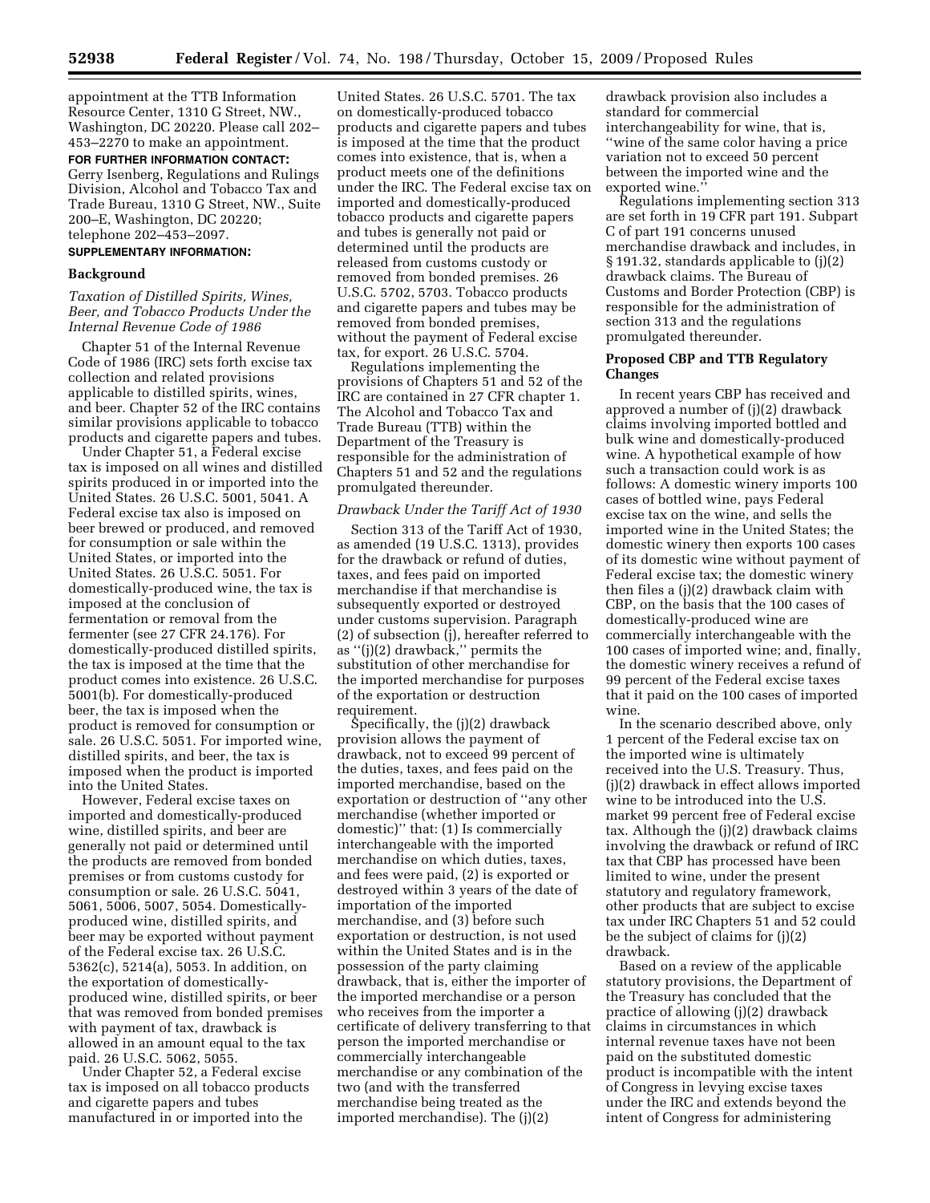appointment at the TTB Information Resource Center, 1310 G Street, NW., Washington, DC 20220. Please call 202–453–2270 to make an appointment.

**FOR FURTHER INFORMATION CONTACT:** Gerry Isenberg, Regulations and Rulings Division, Alcohol and Tobacco Tax and Trade Bureau, 1310 G Street, NW., Suite 200–E, Washington, DC 20220; telephone 202–453–2097.

**SUPPLEMENTARY INFORMATION:**

## Background

### *Taxation of Distilled Spirits, Wines, Beer, and Tobacco Products Under the Internal Revenue Code of 1986*

Chapter 51 of the Internal Revenue Code of 1986 (IRC) sets forth excise tax collection and related provisions applicable to distilled spirits, wines, and beer. Chapter 52 of the IRC contains similar provisions applicable to tobacco products and cigarette papers and tubes.

Under Chapter 51, a Federal excise tax is imposed on all wines and distilled spirits produced in or imported into the United States. 26 U.S.C. 5001, 5041. A Federal excise tax also is imposed on beer brewed or produced, and removed for consumption or sale within the United States, or imported into the United States. 26 U.S.C. 5051. For domestically-produced wine, the tax is imposed at the conclusion of fermentation or removal from the fermenter (see 27 CFR 24.176). For domestically-produced distilled spirits, the tax is imposed at the time that the product comes into existence. 26 U.S.C. 5001(b). For domestically-produced beer, the tax is imposed when the product is removed for consumption or sale. 26 U.S.C. 5051. For imported wine, distilled spirits, and beer, the tax is imposed when the product is imported into the United States.

However, Federal excise taxes on imported and domestically-produced wine, distilled spirits, and beer are generally not paid or determined until the products are removed from bonded premises or from customs custody for consumption or sale. 26 U.S.C. 5041, 5061, 5006, 5007, 5054. Domestically-produced wine, distilled spirits, and beer may be exported without payment of the Federal excise tax. 26 U.S.C. 5362(c), 5214(a), 5053. In addition, on the exportation of domestically-produced wine, distilled spirits, or beer that was removed from bonded premises with payment of tax, drawback is allowed in an amount equal to the tax paid. 26 U.S.C. 5062, 5055.

Under Chapter 52, a Federal excise tax is imposed on all tobacco products and cigarette papers and tubes manufactured in or imported into the United States. 26 U.S.C. 5701. The tax on domestically-produced tobacco products and cigarette papers and tubes is imposed at the time that the product comes into existence, that is, when a product meets one of the definitions under the IRC. The Federal excise tax on imported and domestically-produced tobacco products and cigarette papers and tubes is generally not paid or determined until the products are released from customs custody or removed from bonded premises. 26 U.S.C. 5702, 5703. Tobacco products and cigarette papers and tubes may be removed from bonded premises, without the payment of Federal excise tax, for export. 26 U.S.C. 5704.

Regulations implementing the provisions of Chapters 51 and 52 of the IRC are contained in 27 CFR chapter 1. The Alcohol and Tobacco Tax and Trade Bureau (TTB) within the Department of the Treasury is responsible for the administration of Chapters 51 and 52 and the regulations promulgated thereunder.

### *Drawback Under the Tariff Act of 1930*

Section 313 of the Tariff Act of 1930, as amended (19 U.S.C. 1313), provides for the drawback or refund of duties, taxes, and fees paid on imported merchandise if that merchandise is subsequently exported or destroyed under customs supervision. Paragraph (2) of subsection (j), hereafter referred to as "(j)(2) drawback," permits the substitution of other merchandise for the imported merchandise for purposes of the exportation or destruction requirement.

Specifically, the (j)(2) drawback provision allows the payment of drawback, not to exceed 99 percent of the duties, taxes, and fees paid on the imported merchandise, based on the exportation or destruction of "any other merchandise (whether imported or domestic)" that: (1) Is commercially interchangeable with the imported merchandise on which duties, taxes, and fees were paid, (2) is exported or destroyed within 3 years of the date of importation of the imported merchandise, and (3) before such exportation or destruction, is not used within the United States and is in the possession of the party claiming drawback, that is, either the importer of the imported merchandise or a person who receives from the importer a certificate of delivery transferring to that person the imported merchandise or commercially interchangeable merchandise or any combination of the two (and with the transferred merchandise being treated as the imported merchandise). The (j)(2) drawback provision also includes a standard for commercial interchangeability for wine, that is, "wine of the same color having a price variation not to exceed 50 percent between the imported wine and the exported wine."

Regulations implementing section 313 are set forth in 19 CFR part 191. Subpart C of part 191 concerns unused merchandise drawback and includes, in § 191.32, standards applicable to (j)(2) drawback claims. The Bureau of Customs and Border Protection (CBP) is responsible for the administration of section 313 and the regulations promulgated thereunder.

## Proposed CBP and TTB Regulatory Changes

In recent years CBP has received and approved a number of (j)(2) drawback claims involving imported bottled and bulk wine and domestically-produced wine. A hypothetical example of how such a transaction could work is as follows: A domestic winery imports 100 cases of bottled wine, pays Federal excise tax on the wine, and sells the imported wine in the United States; the domestic winery then exports 100 cases of its domestic wine without payment of Federal excise tax; the domestic winery then files a (j)(2) drawback claim with CBP, on the basis that the 100 cases of domestically-produced wine are commercially interchangeable with the 100 cases of imported wine; and, finally, the domestic winery receives a refund of 99 percent of the Federal excise taxes that it paid on the 100 cases of imported wine.

In the scenario described above, only 1 percent of the Federal excise tax on the imported wine is ultimately received into the U.S. Treasury. Thus, (j)(2) drawback in effect allows imported wine to be introduced into the U.S. market 99 percent free of Federal excise tax. Although the (j)(2) drawback claims involving the drawback or refund of IRC tax that CBP has processed have been limited to wine, under the present statutory and regulatory framework, other products that are subject to excise tax under IRC Chapters 51 and 52 could be the subject of claims for (j)(2) drawback.

Based on a review of the applicable statutory provisions, the Department of the Treasury has concluded that the practice of allowing (j)(2) drawback claims in circumstances in which internal revenue taxes have not been paid on the substituted domestic product is incompatible with the intent of Congress in levying excise taxes under the IRC and extends beyond the intent of Congress for administering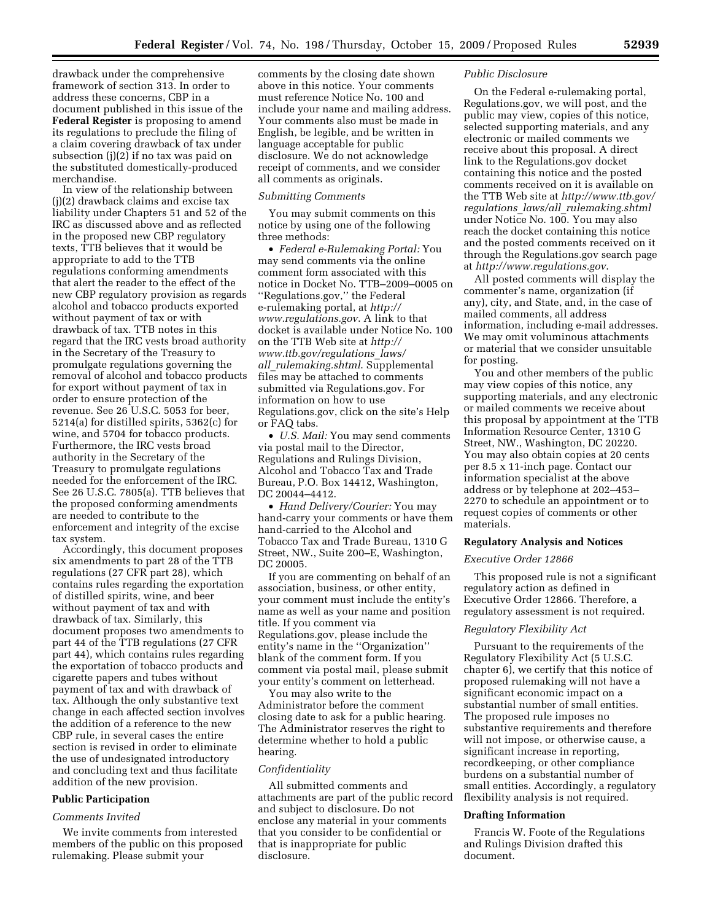drawback under the comprehensive framework of section 313. In order to address these concerns, CBP in a document published in this issue of the **Federal Register** is proposing to amend its regulations to preclude the filing of a claim covering drawback of tax under subsection (j)(2) if no tax was paid on the substituted domestically-produced merchandise.

In view of the relationship between (j)(2) drawback claims and excise tax liability under Chapters 51 and 52 of the IRC as discussed above and as reflected in the proposed new CBP regulatory texts, TTB believes that it would be appropriate to add to the TTB regulations conforming amendments that alert the reader to the effect of the new CBP regulatory provision as regards alcohol and tobacco products exported without payment of tax or with drawback of tax. TTB notes in this regard that the IRC vests broad authority in the Secretary of the Treasury to promulgate regulations governing the removal of alcohol and tobacco products for export without payment of tax in order to ensure protection of the revenue. See 26 U.S.C. 5053 for beer, 5214(a) for distilled spirits, 5362(c) for wine, and 5704 for tobacco products. Furthermore, the IRC vests broad authority in the Secretary of the Treasury to promulgate regulations needed for the enforcement of the IRC. See 26 U.S.C. 7805(a). TTB believes that the proposed conforming amendments are needed to contribute to the enforcement and integrity of the excise tax system.

Accordingly, this document proposes six amendments to part 28 of the TTB regulations (27 CFR part 28), which contains rules regarding the exportation of distilled spirits, wine, and beer without payment of tax and with drawback of tax. Similarly, this document proposes two amendments to part 44 of the TTB regulations (27 CFR part 44), which contains rules regarding the exportation of tobacco products and cigarette papers and tubes without payment of tax and with drawback of tax. Although the only substantive text change in each affected section involves the addition of a reference to the new CBP rule, in several cases the entire section is revised in order to eliminate the use of undesignated introductory and concluding text and thus facilitate addition of the new provision.

## Public Participation

### *Comments Invited*

We invite comments from interested members of the public on this proposed rulemaking. Please submit your comments by the closing date shown above in this notice. Your comments must reference Notice No. 100 and include your name and mailing address. Your comments also must be made in English, be legible, and be written in language acceptable for public disclosure. We do not acknowledge receipt of comments, and we consider all comments as originals.

### *Submitting Comments*

You may submit comments on this notice by using one of the following three methods:

- *Federal e-Rulemaking Portal:* You may send comments via the online comment form associated with this notice in Docket No. TTB–2009–0005 on "Regulations.gov," the Federal e-rulemaking portal, at *http://www.regulations.gov*. A link to that docket is available under Notice No. 100 on the TTB Web site at *http://www.ttb.gov/regulations_laws/all_rulemaking.shtml*. Supplemental files may be attached to comments submitted via Regulations.gov. For information on how to use Regulations.gov, click on the site's Help or FAQ tabs.
- *U.S. Mail:* You may send comments via postal mail to the Director, Regulations and Rulings Division, Alcohol and Tobacco Tax and Trade Bureau, P.O. Box 14412, Washington, DC 20044–4412.
- *Hand Delivery/Courier:* You may hand-carry your comments or have them hand-carried to the Alcohol and Tobacco Tax and Trade Bureau, 1310 G Street, NW., Suite 200–E, Washington, DC 20005.

If you are commenting on behalf of an association, business, or other entity, your comment must include the entity's name as well as your name and position title. If you comment via Regulations.gov, please include the entity's name in the "Organization" blank of the comment form. If you comment via postal mail, please submit your entity's comment on letterhead.

You may also write to the Administrator before the comment closing date to ask for a public hearing. The Administrator reserves the right to determine whether to hold a public hearing.

### *Confidentiality*

All submitted comments and attachments are part of the public record and subject to disclosure. Do not enclose any material in your comments that you consider to be confidential or that is inappropriate for public disclosure.

### *Public Disclosure*

On the Federal e-rulemaking portal, Regulations.gov, we will post, and the public may view, copies of this notice, selected supporting materials, and any electronic or mailed comments we receive about this proposal. A direct link to the Regulations.gov docket containing this notice and the posted comments received on it is available on the TTB Web site at *http://www.ttb.gov/regulations_laws/all_rulemaking.shtml* under Notice No. 100. You may also reach the docket containing this notice and the posted comments received on it through the Regulations.gov search page at *http://www.regulations.gov*.

All posted comments will display the commenter's name, organization (if any), city, and State, and, in the case of mailed comments, all address information, including e-mail addresses. We may omit voluminous attachments or material that we consider unsuitable for posting.

You and other members of the public may view copies of this notice, any supporting materials, and any electronic or mailed comments we receive about this proposal by appointment at the TTB Information Resource Center, 1310 G Street, NW., Washington, DC 20220. You may also obtain copies at 20 cents per 8.5 x 11-inch page. Contact our information specialist at the above address or by telephone at 202–453–2270 to schedule an appointment or to request copies of comments or other materials.

## Regulatory Analysis and Notices

### *Executive Order 12866*

This proposed rule is not a significant regulatory action as defined in Executive Order 12866. Therefore, a regulatory assessment is not required.

### *Regulatory Flexibility Act*

Pursuant to the requirements of the Regulatory Flexibility Act (5 U.S.C. chapter 6), we certify that this notice of proposed rulemaking will not have a significant economic impact on a substantial number of small entities. The proposed rule imposes no substantive requirements and therefore will not impose, or otherwise cause, a significant increase in reporting, recordkeeping, or other compliance burdens on a substantial number of small entities. Accordingly, a regulatory flexibility analysis is not required.

## Drafting Information

Francis W. Foote of the Regulations and Rulings Division drafted this document.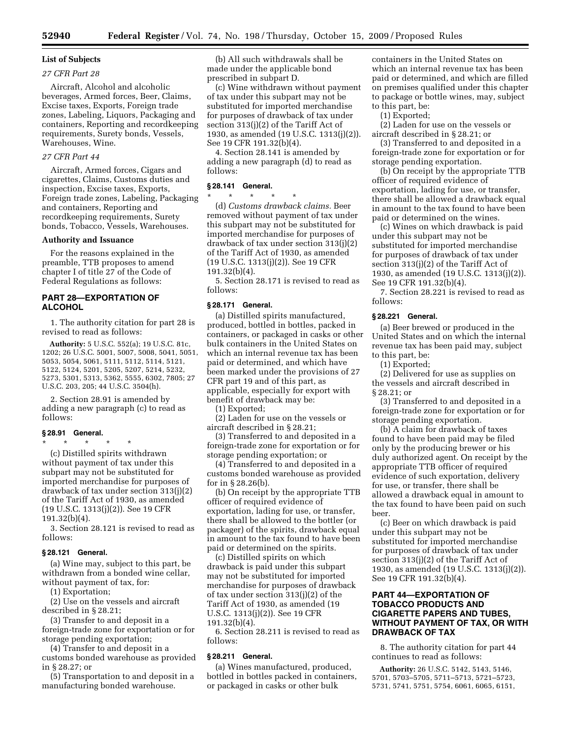**List of Subjects**

*27 CFR Part 28*

Aircraft, Alcohol and alcoholic beverages, Armed forces, Beer, Claims, Excise taxes, Exports, Foreign trade zones, Labeling, Liquors, Packaging and containers, Reporting and recordkeeping requirements, Surety bonds, Vessels, Warehouses, Wine.

*27 CFR Part 44*

Aircraft, Armed forces, Cigars and cigarettes, Claims, Customs duties and inspection, Excise taxes, Exports, Foreign trade zones, Labeling, Packaging and containers, Reporting and recordkeeping requirements, Surety bonds, Tobacco, Vessels, Warehouses.

**Authority and Issuance**

For the reasons explained in the preamble, TTB proposes to amend chapter I of title 27 of the Code of Federal Regulations as follows:

## PART 28—EXPORTATION OF ALCOHOL

1. The authority citation for part 28 is revised to read as follows:

**Authority:** 5 U.S.C. 552(a); 19 U.S.C. 81c, 1202; 26 U.S.C. 5001, 5007, 5008, 5041, 5051, 5053, 5054, 5061, 5111, 5112, 5114, 5121, 5122, 5124, 5201, 5205, 5207, 5214, 5232, 5273, 5301, 5313, 5362, 5555, 6302, 7805; 27 U.S.C. 203, 205; 44 U.S.C. 3504(h).

2. Section 28.91 is amended by adding a new paragraph (c) to read as follows:

### § 28.91 General.

\* \* \* \* \*

(c) Distilled spirits withdrawn without payment of tax under this subpart may not be substituted for imported merchandise for purposes of drawback of tax under section 313(j)(2) of the Tariff Act of 1930, as amended (19 U.S.C. 1313(j)(2)). See 19 CFR 191.32(b)(4).

3. Section 28.121 is revised to read as follows:

### § 28.121 General.

(a) Wine may, subject to this part, be withdrawn from a bonded wine cellar, without payment of tax, for:

(1) Exportation;

(2) Use on the vessels and aircraft described in § 28.21;

(3) Transfer to and deposit in a foreign-trade zone for exportation or for storage pending exportation;

(4) Transfer to and deposit in a customs bonded warehouse as provided in § 28.27; or

(5) Transportation to and deposit in a manufacturing bonded warehouse.

(b) All such withdrawals shall be made under the applicable bond prescribed in subpart D.

(c) Wine withdrawn without payment of tax under this subpart may not be substituted for imported merchandise for purposes of drawback of tax under section 313(j)(2) of the Tariff Act of 1930, as amended (19 U.S.C. 1313(j)(2)). See 19 CFR 191.32(b)(4).

4. Section 28.141 is amended by adding a new paragraph (d) to read as follows:

### § 28.141 General.

\* \* \* \* \*

(d) *Customs drawback claims.* Beer removed without payment of tax under this subpart may not be substituted for imported merchandise for purposes of drawback of tax under section 313(j)(2) of the Tariff Act of 1930, as amended (19 U.S.C. 1313(j)(2)). See 19 CFR 191.32(b)(4).

5. Section 28.171 is revised to read as follows:

### § 28.171 General.

(a) Distilled spirits manufactured, produced, bottled in bottles, packed in containers, or packaged in casks or other bulk containers in the United States on which an internal revenue tax has been paid or determined, and which have been marked under the provisions of 27 CFR part 19 and of this part, as applicable, especially for export with benefit of drawback may be:

(1) Exported;

(2) Laden for use on the vessels or aircraft described in § 28.21;

(3) Transferred to and deposited in a foreign-trade zone for exportation or for storage pending exportation; or

(4) Transferred to and deposited in a customs bonded warehouse as provided for in § 28.26(b).

(b) On receipt by the appropriate TTB officer of required evidence of exportation, lading for use, or transfer, there shall be allowed to the bottler (or packager) of the spirits, drawback equal in amount to the tax found to have been paid or determined on the spirits.

(c) Distilled spirits on which drawback is paid under this subpart may not be substituted for imported merchandise for purposes of drawback of tax under section 313(j)(2) of the Tariff Act of 1930, as amended (19 U.S.C. 1313(j)(2)). See 19 CFR 191.32(b)(4).

6. Section 28.211 is revised to read as follows:

### § 28.211 General.

(a) Wines manufactured, produced, bottled in bottles packed in containers, or packaged in casks or other bulk containers in the United States on which an internal revenue tax has been paid or determined, and which are filled on premises qualified under this chapter to package or bottle wines, may, subject to this part, be:

(1) Exported;

(2) Laden for use on the vessels or aircraft described in § 28.21; or

(3) Transferred to and deposited in a foreign-trade zone for exportation or for storage pending exportation.

(b) On receipt by the appropriate TTB officer of required evidence of exportation, lading for use, or transfer, there shall be allowed a drawback equal in amount to the tax found to have been paid or determined on the wines.

(c) Wines on which drawback is paid under this subpart may not be substituted for imported merchandise for purposes of drawback of tax under section 313(j)(2) of the Tariff Act of 1930, as amended (19 U.S.C. 1313(j)(2)). See 19 CFR 191.32(b)(4).

7. Section 28.221 is revised to read as follows:

### § 28.221 General.

(a) Beer brewed or produced in the United States and on which the internal revenue tax has been paid may, subject to this part, be:

(1) Exported;

(2) Delivered for use as supplies on the vessels and aircraft described in § 28.21; or

(3) Transferred to and deposited in a foreign-trade zone for exportation or for storage pending exportation.

(b) A claim for drawback of taxes found to have been paid may be filed only by the producing brewer or his duly authorized agent. On receipt by the appropriate TTB officer of required evidence of such exportation, delivery for use, or transfer, there shall be allowed a drawback equal in amount to the tax found to have been paid on such beer.

(c) Beer on which drawback is paid under this subpart may not be substituted for imported merchandise for purposes of drawback of tax under section 313(j)(2) of the Tariff Act of 1930, as amended (19 U.S.C. 1313(j)(2)). See 19 CFR 191.32(b)(4).

## PART 44—EXPORTATION OF TOBACCO PRODUCTS AND CIGARETTE PAPERS AND TUBES, WITHOUT PAYMENT OF TAX, OR WITH DRAWBACK OF TAX

8. The authority citation for part 44 continues to read as follows:

**Authority:** 26 U.S.C. 5142, 5143, 5146, 5701, 5703–5705, 5711–5713, 5721–5723, 5731, 5741, 5751, 5754, 6061, 6065, 6151,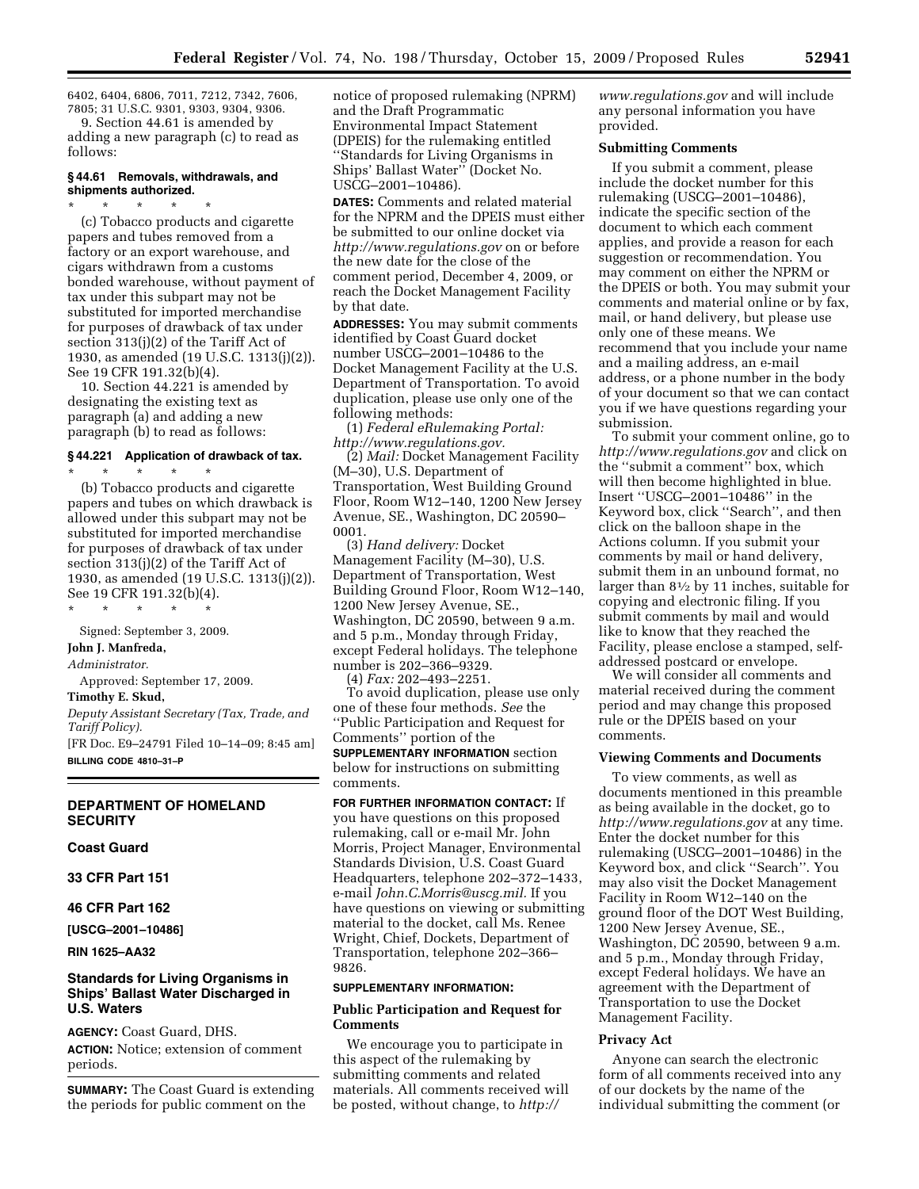6402, 6404, 6806, 7011, 7212, 7342, 7606, 7805; 31 U.S.C. 9301, 9303, 9304, 9306.

9. Section 44.61 is amended by adding a new paragraph (c) to read as follows:

### § 44.61 Removals, withdrawals, and shipments authorized.

\* \* \* \* \*

(c) Tobacco products and cigarette papers and tubes removed from a factory or an export warehouse, and cigars withdrawn from a customs bonded warehouse, without payment of tax under this subpart may not be substituted for imported merchandise for purposes of drawback of tax under section 313(j)(2) of the Tariff Act of 1930, as amended (19 U.S.C. 1313(j)(2)). See 19 CFR 191.32(b)(4).

10. Section 44.221 is amended by designating the existing text as paragraph (a) and adding a new paragraph (b) to read as follows:

### § 44.221 Application of drawback of tax.

\* \* \* \* \*

(b) Tobacco products and cigarette papers and tubes on which drawback is allowed under this subpart may not be substituted for imported merchandise for purposes of drawback of tax under section 313(j)(2) of the Tariff Act of 1930, as amended (19 U.S.C. 1313(j)(2)). See 19 CFR 191.32(b)(4).

\* \* \* \* \*

Signed: September 3, 2009.

**John J. Manfreda,**

*Administrator.*

Approved: September 17, 2009.

**Timothy E. Skud,**

*Deputy Assistant Secretary (Tax, Trade, and Tariff Policy).*

[FR Doc. E9–24791 Filed 10–14–09; 8:45 am]

**BILLING CODE 4810–31–P**

---

## DEPARTMENT OF HOMELAND SECURITY

### Coast Guard

### 33 CFR Part 151

### 46 CFR Part 162

**[USCG–2001–10486]**

**RIN 1625–AA32**

## Standards for Living Organisms in Ships' Ballast Water Discharged in U.S. Waters

**AGENCY:** Coast Guard, DHS.

**ACTION:** Notice; extension of comment periods.

**SUMMARY:** The Coast Guard is extending the periods for public comment on the notice of proposed rulemaking (NPRM) and the Draft Programmatic Environmental Impact Statement (DPEIS) for the rulemaking entitled ''Standards for Living Organisms in Ships' Ballast Water'' (Docket No. USCG–2001–10486).

**DATES:** Comments and related material for the NPRM and the DPEIS must either be submitted to our online docket via *http://www.regulations.gov* on or before the new date for the close of the comment period, December 4, 2009, or reach the Docket Management Facility by that date.

**ADDRESSES:** You may submit comments identified by Coast Guard docket number USCG–2001–10486 to the Docket Management Facility at the U.S. Department of Transportation. To avoid duplication, please use only one of the following methods:

(1) *Federal eRulemaking Portal: http://www.regulations.gov.*

(2) *Mail:* Docket Management Facility (M–30), U.S. Department of Transportation, West Building Ground Floor, Room W12–140, 1200 New Jersey Avenue, SE., Washington, DC 20590–0001.

(3) *Hand delivery:* Docket Management Facility (M–30), U.S. Department of Transportation, West Building Ground Floor, Room W12–140, 1200 New Jersey Avenue, SE., Washington, DC 20590, between 9 a.m. and 5 p.m., Monday through Friday, except Federal holidays. The telephone number is 202–366–9329.

(4) *Fax:* 202–493–2251.

To avoid duplication, please use only one of these four methods. *See* the ''Public Participation and Request for Comments'' portion of the **SUPPLEMENTARY INFORMATION** section below for instructions on submitting comments.

**FOR FURTHER INFORMATION CONTACT:** If you have questions on this proposed rulemaking, call or e-mail Mr. John Morris, Project Manager, Environmental Standards Division, U.S. Coast Guard Headquarters, telephone 202–372–1433, e-mail *John.C.Morris@uscg.mil.* If you have questions on viewing or submitting material to the docket, call Ms. Renee Wright, Chief, Dockets, Department of Transportation, telephone 202–366–9826.

**SUPPLEMENTARY INFORMATION:**

### Public Participation and Request for Comments

We encourage you to participate in this aspect of the rulemaking by submitting comments and related materials. All comments received will be posted, without change, to *http://www.regulations.gov* and will include any personal information you have provided.

### Submitting Comments

If you submit a comment, please include the docket number for this rulemaking (USCG–2001–10486), indicate the specific section of the document to which each comment applies, and provide a reason for each suggestion or recommendation. You may comment on either the NPRM or the DPEIS or both. You may submit your comments and material online or by fax, mail, or hand delivery, but please use only one of these means. We recommend that you include your name and a mailing address, an e-mail address, or a phone number in the body of your document so that we can contact you if we have questions regarding your submission.

To submit your comment online, go to *http://www.regulations.gov* and click on the ''submit a comment'' box, which will then become highlighted in blue. Insert ''USCG–2001–10486'' in the Keyword box, click ''Search'', and then click on the balloon shape in the Actions column. If you submit your comments by mail or hand delivery, submit them in an unbound format, no larger than 8½ by 11 inches, suitable for copying and electronic filing. If you submit comments by mail and would like to know that they reached the Facility, please enclose a stamped, self-addressed postcard or envelope.

We will consider all comments and material received during the comment period and may change this proposed rule or the DPEIS based on your comments.

### Viewing Comments and Documents

To view comments, as well as documents mentioned in this preamble as being available in the docket, go to *http://www.regulations.gov* at any time. Enter the docket number for this rulemaking (USCG–2001–10486) in the Keyword box, and click ''Search''. You may also visit the Docket Management Facility in Room W12–140 on the ground floor of the DOT West Building, 1200 New Jersey Avenue, SE., Washington, DC 20590, between 9 a.m. and 5 p.m., Monday through Friday, except Federal holidays. We have an agreement with the Department of Transportation to use the Docket Management Facility.

### Privacy Act

Anyone can search the electronic form of all comments received into any of our dockets by the name of the individual submitting the comment (or